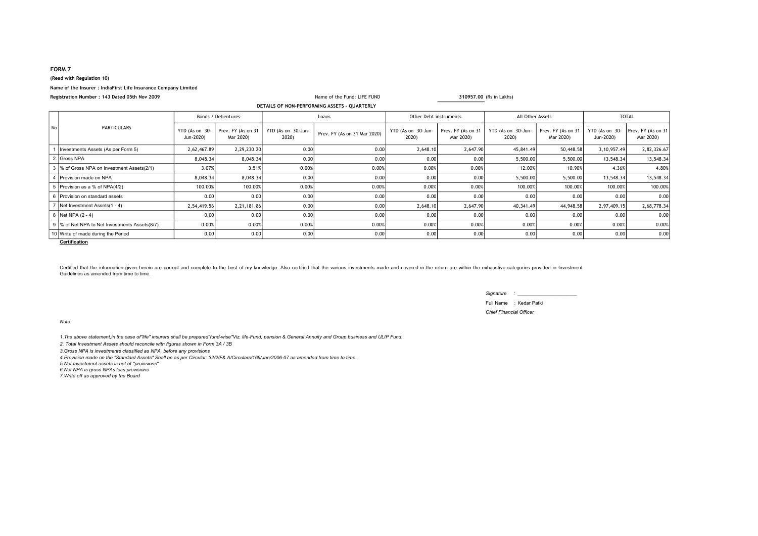**FORM 7**

**(Read with Regulation 10)**

**Name of the Insurer : IndiaFirst Life Insurance Company Limited**

**Registration Number : 143 Dated 05th Nov 2009**

Name of the Fund: LIFE FUND **310957.00** (Rs in Lakhs)

**DETAILS OF NON-PERFORMING ASSETS - QUARTERLY**

| No | PARTICULARS | Bonds / Debentures | | Loans | | Other Debt instruments | | All Other Assets | | TOTAL | |
|---|---|---|---|---|---|---|---|---|---|---|---|
| | | YTD (As on 30-Jun-2020) | Prev. FY (As on 31 Mar 2020) | YTD (As on 30-Jun-2020) | Prev. FY (As on 31 Mar 2020) | YTD (As on 30-Jun-2020) | Prev. FY (As on 31 Mar 2020) | YTD (As on 30-Jun-2020) | Prev. FY (As on 31 Mar 2020) | YTD (As on 30-Jun-2020) | Prev. FY (As on 31 Mar 2020) |
| 1 | Investments Assets (As per Form 5) | 2,62,467.89 | 2,29,230.20 | 0.00 | 0.00 | 2,648.10 | 2,647.90 | 45,841.49 | 50,448.58 | 3,10,957.49 | 2,82,326.67 |
| 2 | Gross NPA | 8,048.34 | 8,048.34 | 0.00 | 0.00 | 0.00 | 0.00 | 5,500.00 | 5,500.00 | 13,548.34 | 13,548.34 |
| 3 | % of Gross NPA on Investment Assets(2/1) | 3.07% | 3.51% | 0.00% | 0.00% | 0.00% | 0.00% | 12.00% | 10.90% | 4.36% | 4.80% |
| 4 | Provision made on NPA | 8,048.34 | 8,048.34 | 0.00 | 0.00 | 0.00 | 0.00 | 5,500.00 | 5,500.00 | 13,548.34 | 13,548.34 |
| 5 | Provision as a % of NPA(4/2) | 100.00% | 100.00% | 0.00% | 0.00% | 0.00% | 0.00% | 100.00% | 100.00% | 100.00% | 100.00% |
| 6 | Provision on standard assets | 0.00 | 0.00 | 0.00 | 0.00 | 0.00 | 0.00 | 0.00 | 0.00 | 0.00 | 0.00 |
| 7 | Net Investment Assets(1 - 4) | 2,54,419.56 | 2,21,181.86 | 0.00 | 0.00 | 2,648.10 | 2,647.90 | 40,341.49 | 44,948.58 | 2,97,409.15 | 2,68,778.34 |
| 8 | Net NPA (2 - 4) | 0.00 | 0.00 | 0.00 | 0.00 | 0.00 | 0.00 | 0.00 | 0.00 | 0.00 | 0.00 |
| 9 | % of Net NPA to Net Investments Assets(8/7) | 0.00% | 0.00% | 0.00% | 0.00% | 0.00% | 0.00% | 0.00% | 0.00% | 0.00% | 0.00% |
| 10 | Write of made during the Period | 0.00 | 0.00 | 0.00 | 0.00 | 0.00 | 0.00 | 0.00 | 0.00 | 0.00 | 0.00 |

**Certification**

Certified that the information given herein are correct and complete to the best of my knowledge. Also certified that the various investments made and covered in the return are within the exhaustive categories provided in Investment Guidelines as amended from time to time.

*Signature :* ____________________

Full Name : Kedar Patki

*Chief Financial Officer*

*Note:*

*1.The above statement,in the case of"life" insurers shall be prepared"fund-wise"Viz. life-Fund, pension & General Annuity and Group business and ULIP Fund.*

*2. Total Investment Assets should reconcile with figures shown in Form 3A / 3B*

*3.Gross NPA is investments classified as NPA, before any provisions*

*4.Provision made on the "Standard Assets" Shall be as per Circular: 32/2/F& A/Circulars/169/Jan/2006-07 as amended from time to time.*

*5.Net Investment assets is net of ''provisions''*

*6.Net NPA is gross NPAs less provisions*

*7.Write off as approved by the Board*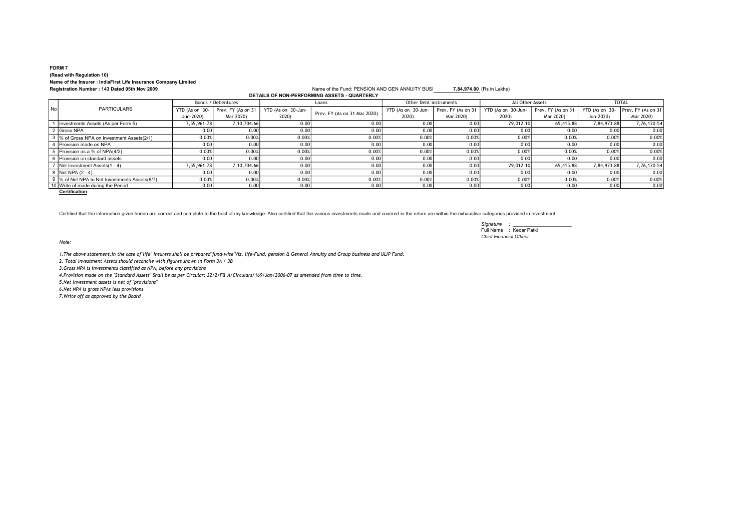**FORM 7**

**(Read with Regulation 10)**

**Name of the Insurer : IndiaFirst Life Insurance Company Limited**

**Registration Number : 143 Dated 05th Nov 2009**

Name of the Fund: PENSION AND GEN ANNUITY BUSI **7,84,974.00** (Rs in Lakhs)

**DETAILS OF NON-PERFORMING ASSETS - QUARTERLY**

| No | PARTICULARS | Bonds / Debentures | | Loans | | Other Debt instruments | | All Other Assets | | TOTAL | |
|---|---|---|---|---|---|---|---|---|---|---|---|
| | | YTD (As on 30-Jun-2020) | Prev. FY (As on 31 Mar 2020) | YTD (As on 30-Jun-2020) | Prev. FY (As on 31 Mar 2020) | YTD (As on 30-Jun-2020) | Prev. FY (As on 31 Mar 2020) | YTD (As on 30-Jun-2020) | Prev. FY (As on 31 Mar 2020) | YTD (As on 30-Jun-2020) | Prev. FY (As on 31 Mar 2020) |
| 1 | Investments Assets (As per Form 5) | 7,55,961.78 | 7,10,704.66 | 0.00 | 0.00 | 0.00 | 0.00 | 29,012.10 | 65,415.88 | 7,84,973.88 | 7,76,120.54 |
| 2 | Gross NPA | 0.00 | 0.00 | 0.00 | 0.00 | 0.00 | 0.00 | 0.00 | 0.00 | 0.00 | 0.00 |
| 3 | % of Gross NPA on Investment Assets(2/1) | 0.00% | 0.00% | 0.00% | 0.00% | 0.00% | 0.00% | 0.00% | 0.00% | 0.00% | 0.00% |
| 4 | Provision made on NPA | 0.00 | 0.00 | 0.00 | 0.00 | 0.00 | 0.00 | 0.00 | 0.00 | 0.00 | 0.00 |
| 5 | Provision as a % of NPA(4/2) | 0.00% | 0.00% | 0.00% | 0.00% | 0.00% | 0.00% | 0.00% | 0.00% | 0.00% | 0.00% |
| 6 | Provision on standard assets | 0.00 | 0.00 | 0.00 | 0.00 | 0.00 | 0.00 | 0.00 | 0.00 | 0.00 | 0.00 |
| 7 | Net Investment Assets(1 - 4) | 7,55,961.78 | 7,10,704.66 | 0.00 | 0.00 | 0.00 | 0.00 | 29,012.10 | 65,415.88 | 7,84,973.88 | 7,76,120.54 |
| 8 | Net NPA (2 - 4) | 0.00 | 0.00 | 0.00 | 0.00 | 0.00 | 0.00 | 0.00 | 0.00 | 0.00 | 0.00 |
| 9 | % of Net NPA to Net Investments Assets(8/7) | 0.00% | 0.00% | 0.00% | 0.00% | 0.00% | 0.00% | 0.00% | 0.00% | 0.00% | 0.00% |
| 10 | Write of made during the Period | 0.00 | 0.00 | 0.00 | 0.00 | 0.00 | 0.00 | 0.00 | 0.00 | 0.00 | 0.00 |

**Certification**

Certified that the information given herein are correct and complete to the best of my knowledge. Also certified that the various investments made and covered in the return are within the exhaustive categories provided in Investment

*Signature* : ______________________

Full Name : Kedar Patki

*Chief Financial Officer*

*Note:*

*1.The above statement,in the case of"life" insurers shall be prepared"fund-wise"Viz. life-Fund, pension & General Annuity and Group business and ULIP Fund.*

*2. Total Investment Assets should reconcile with figures shown in Form 3A / 3B*

*3.Gross NPA is investments classified as NPA, before any provisions*

*4.Provision made on the "Standard Assets" Shall be as per Circular: 32/2/F& A/Circulars/169/Jan/2006-07 as amended from time to time.*

*5.Net Investment assets is net of "provisions"*

*6.Net NPA is gross NPAs less provisions*

*7.Write off as approved by the Board*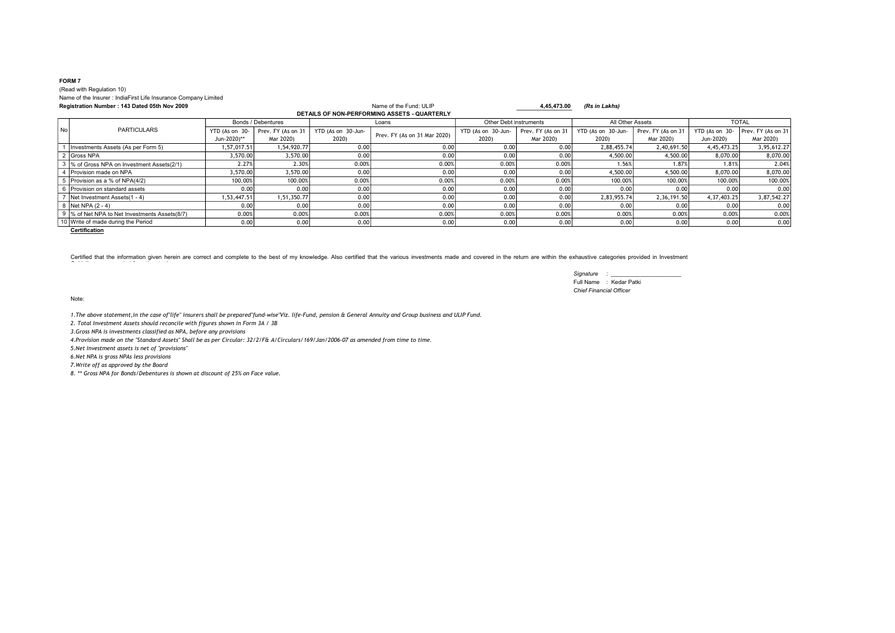**FORM 7**

(Read with Regulation 10)

Name of the Insurer : IndiaFirst Life Insurance Company Limited

**Registration Number : 143 Dated 05th Nov 2009**

Name of the Fund: ULIP 4,45,473.00 *(Rs in Lakhs)*

**DETAILS OF NON-PERFORMING ASSETS - QUARTERLY**

| No | PARTICULARS | Bonds / Debentures | | Loans | | Other Debt instruments | | All Other Assets | | TOTAL | |
|---|---|---|---|---|---|---|---|---|---|---|---|
| | | YTD (As on 30-Jun-2020)** | Prev. FY (As on 31 Mar 2020) | YTD (As on 30-Jun-2020) | Prev. FY (As on 31 Mar 2020) | YTD (As on 30-Jun-2020) | Prev. FY (As on 31 Mar 2020) | YTD (As on 30-Jun-2020) | Prev. FY (As on 31 Mar 2020) | YTD (As on 30-Jun-2020) | Prev. FY (As on 31 Mar 2020) |
| 1 | Investments Assets (As per Form 5) | 1,57,017.51 | 1,54,920.77 | 0.00 | 0.00 | 0.00 | 0.00 | 2,88,455.74 | 2,40,691.50 | 4,45,473.25 | 3,95,612.27 |
| 2 | Gross NPA | 3,570.00 | 3,570.00 | 0.00 | 0.00 | 0.00 | 0.00 | 4,500.00 | 4,500.00 | 8,070.00 | 8,070.00 |
| 3 | % of Gross NPA on Investment Assets(2/1) | 2.27% | 2.30% | 0.00% | 0.00% | 0.00% | 0.00% | 1.56% | 1.87% | 1.81% | 2.04% |
| 4 | Provision made on NPA | 3,570.00 | 3,570.00 | 0.00 | 0.00 | 0.00 | 0.00 | 4,500.00 | 4,500.00 | 8,070.00 | 8,070.00 |
| 5 | Provision as a % of NPA(4/2) | 100.00% | 100.00% | 0.00% | 0.00% | 0.00% | 0.00% | 100.00% | 100.00% | 100.00% | 100.00% |
| 6 | Provision on standard assets | 0.00 | 0.00 | 0.00 | 0.00 | 0.00 | 0.00 | 0.00 | 0.00 | 0.00 | 0.00 |
| 7 | Net Investment Assets(1 - 4) | 1,53,447.51 | 1,51,350.77 | 0.00 | 0.00 | 0.00 | 0.00 | 2,83,955.74 | 2,36,191.50 | 4,37,403.25 | 3,87,542.27 |
| 8 | Net NPA (2 - 4) | 0.00 | 0.00 | 0.00 | 0.00 | 0.00 | 0.00 | 0.00 | 0.00 | 0.00 | 0.00 |
| 9 | % of Net NPA to Net Investments Assets(8/7) | 0.00% | 0.00% | 0.00% | 0.00% | 0.00% | 0.00% | 0.00% | 0.00% | 0.00% | 0.00% |
| 10 | Write of made during the Period | 0.00 | 0.00 | 0.00 | 0.00 | 0.00 | 0.00 | 0.00 | 0.00 | 0.00 | 0.00 |

**Certification**

Certified that the information given herein are correct and complete to the best of my knowledge. Also certified that the various investments made and covered in the return are within the exhaustive categories provided in Investment

*Signature* : ______________________

Full Name : Kedar Patki

*Chief Financial Officer*

Note:

*1.The above statement,in the case of"life" insurers shall be prepared"fund-wise"Viz. life-Fund, pension & General Annuity and Group business and ULIP Fund.*

*2. Total Investment Assets should reconcile with figures shown in Form 3A / 3B*

*3.Gross NPA is investments classified as NPA, before any provisions*

*4.Provision made on the "Standard Assets" Shall be as per Circular: 32/2/F& A/Circulars/169/Jan/2006-07 as amended from time to time.*

*5.Net Investment assets is net of "provisions"*

*6.Net NPA is gross NPAs less provisions*

*7.Write off as approved by the Board*

*8. ** Gross NPA for Bonds/Debentures is shown at discount of 25% on Face value.*